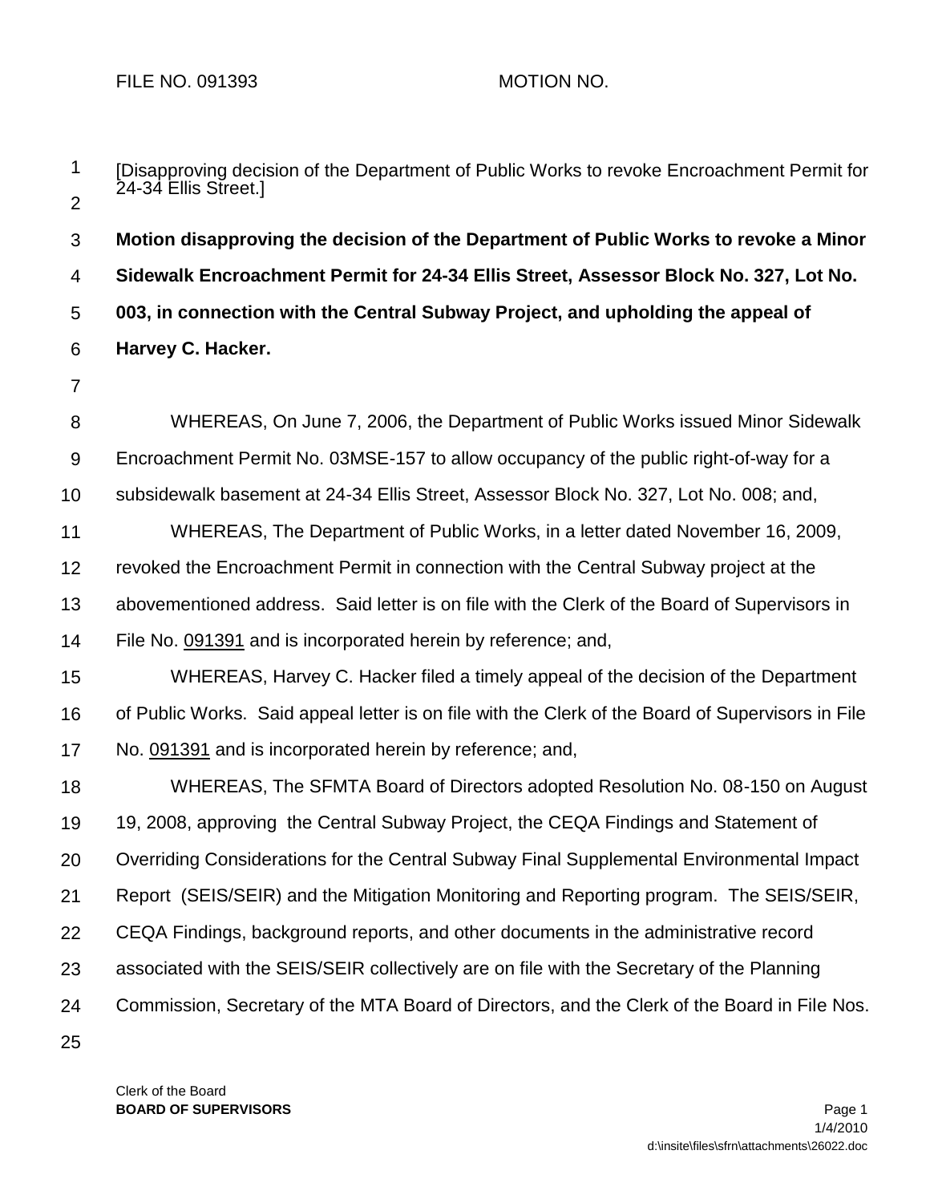FILE NO. 091393 MOTION NO.

[Disapproving decision of the Department of Public Works to revoke Encroachment Permit for 24-34 Ellis Street.]

**Motion disapproving the decision of the Department of Public Works to revoke a Minor Sidewalk Encroachment Permit for 24-34 Ellis Street, Assessor Block No. 327, Lot No. 003, in connection with the Central Subway Project, and upholding the appeal of Harvey C. Hacker.**

WHEREAS, On June 7, 2006, the Department of Public Works issued Minor Sidewalk Encroachment Permit No. 03MSE-157 to allow occupancy of the public right-of-way for a subsidewalk basement at 24-34 Ellis Street, Assessor Block No. 327, Lot No. 008; and,

WHEREAS, The Department of Public Works, in a letter dated November 16, 2009, revoked the Encroachment Permit in connection with the Central Subway project at the abovementioned address. Said letter is on file with the Clerk of the Board of Supervisors in File No. 091391 and is incorporated herein by reference; and,

WHEREAS, Harvey C. Hacker filed a timely appeal of the decision of the Department of Public Works. Said appeal letter is on file with the Clerk of the Board of Supervisors in File No. 091391 and is incorporated herein by reference; and,

WHEREAS, The SFMTA Board of Directors adopted Resolution No. 08-150 on August 19, 2008, approving the Central Subway Project, the CEQA Findings and Statement of Overriding Considerations for the Central Subway Final Supplemental Environmental Impact Report (SEIS/SEIR) and the Mitigation Monitoring and Reporting program. The SEIS/SEIR, CEQA Findings, background reports, and other documents in the administrative record associated with the SEIS/SEIR collectively are on file with the Secretary of the Planning Commission, Secretary of the MTA Board of Directors, and the Clerk of the Board in File Nos.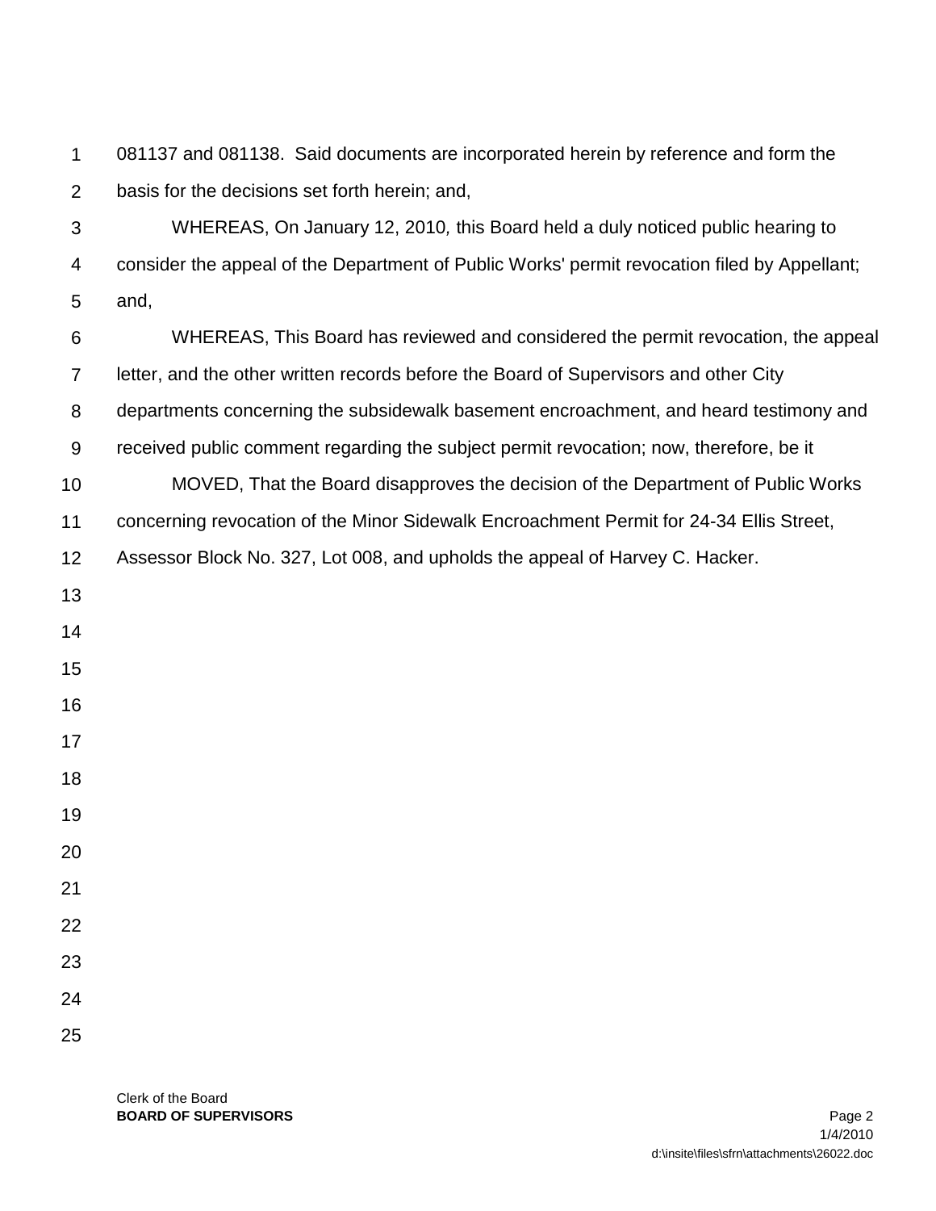081137 and 081138. Said documents are incorporated herein by reference and form the basis for the decisions set forth herein; and,

WHEREAS, On January 12, 2010, this Board held a duly noticed public hearing to consider the appeal of the Department of Public Works' permit revocation filed by Appellant; and,

WHEREAS, This Board has reviewed and considered the permit revocation, the appeal letter, and the other written records before the Board of Supervisors and other City departments concerning the subsidewalk basement encroachment, and heard testimony and received public comment regarding the subject permit revocation; now, therefore, be it

MOVED, That the Board disapproves the decision of the Department of Public Works concerning revocation of the Minor Sidewalk Encroachment Permit for 24-34 Ellis Street, Assessor Block No. 327, Lot 008, and upholds the appeal of Harvey C. Hacker.